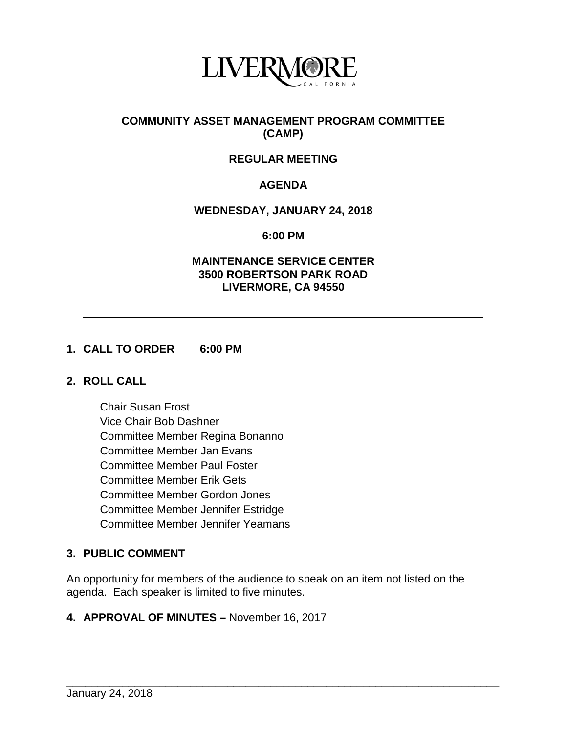LIVERMORE
CALIFORNIA

# COMMUNITY ASSET MANAGEMENT PROGRAM COMMITTEE (CAMP)

## REGULAR MEETING

## AGENDA

**WEDNESDAY, JANUARY 24, 2018**

**6:00 PM**

**MAINTENANCE SERVICE CENTER**
**3500 ROBERTSON PARK ROAD**
**LIVERMORE, CA 94550**

---

**1. CALL TO ORDER 6:00 PM**

**2. ROLL CALL**

Chair Susan Frost
Vice Chair Bob Dashner
Committee Member Regina Bonanno
Committee Member Jan Evans
Committee Member Paul Foster
Committee Member Erik Gets
Committee Member Gordon Jones
Committee Member Jennifer Estridge
Committee Member Jennifer Yeamans

**3. PUBLIC COMMENT**

An opportunity for members of the audience to speak on an item not listed on the agenda. Each speaker is limited to five minutes.

**4. APPROVAL OF MINUTES –** November 16, 2017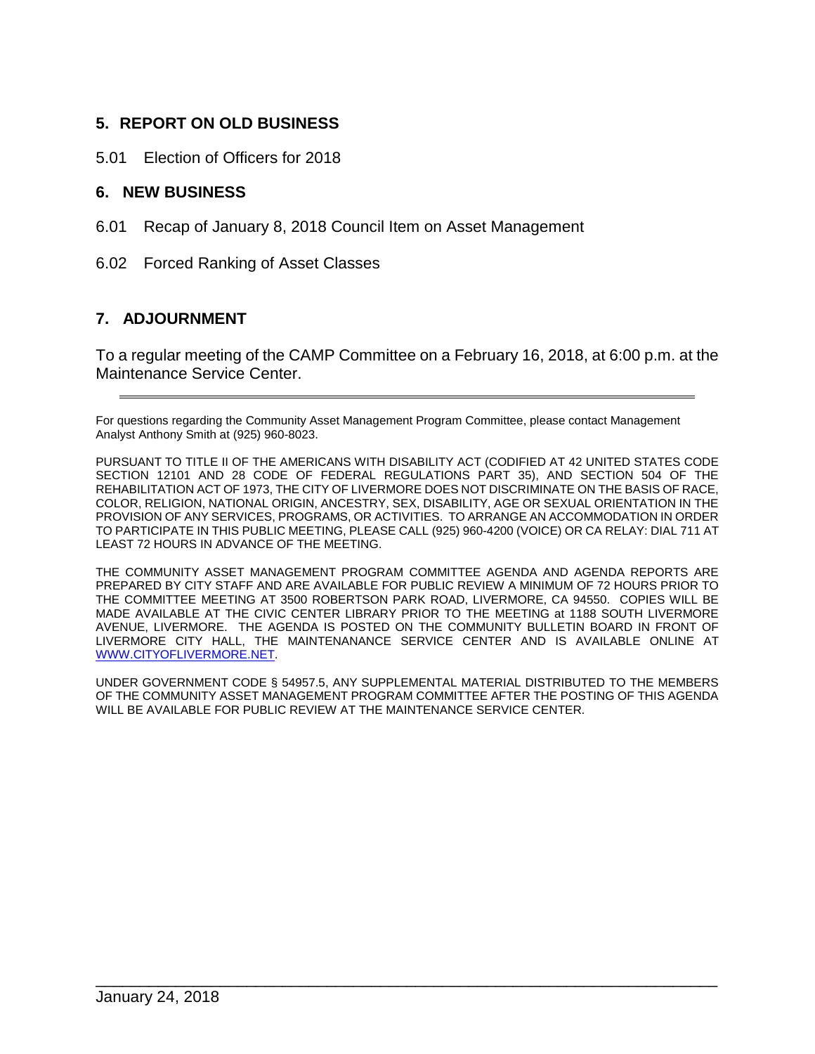## 5. REPORT ON OLD BUSINESS

5.01 Election of Officers for 2018

## 6. NEW BUSINESS

6.01 Recap of January 8, 2018 Council Item on Asset Management

6.02 Forced Ranking of Asset Classes

## 7. ADJOURNMENT

To a regular meeting of the CAMP Committee on a February 16, 2018, at 6:00 p.m. at the Maintenance Service Center.

---

For questions regarding the Community Asset Management Program Committee, please contact Management Analyst Anthony Smith at (925) 960-8023.

PURSUANT TO TITLE II OF THE AMERICANS WITH DISABILITY ACT (CODIFIED AT 42 UNITED STATES CODE SECTION 12101 AND 28 CODE OF FEDERAL REGULATIONS PART 35), AND SECTION 504 OF THE REHABILITATION ACT OF 1973, THE CITY OF LIVERMORE DOES NOT DISCRIMINATE ON THE BASIS OF RACE, COLOR, RELIGION, NATIONAL ORIGIN, ANCESTRY, SEX, DISABILITY, AGE OR SEXUAL ORIENTATION IN THE PROVISION OF ANY SERVICES, PROGRAMS, OR ACTIVITIES. TO ARRANGE AN ACCOMMODATION IN ORDER TO PARTICIPATE IN THIS PUBLIC MEETING, PLEASE CALL (925) 960-4200 (VOICE) OR CA RELAY: DIAL 711 AT LEAST 72 HOURS IN ADVANCE OF THE MEETING.

THE COMMUNITY ASSET MANAGEMENT PROGRAM COMMITTEE AGENDA AND AGENDA REPORTS ARE PREPARED BY CITY STAFF AND ARE AVAILABLE FOR PUBLIC REVIEW A MINIMUM OF 72 HOURS PRIOR TO THE COMMITTEE MEETING AT 3500 ROBERTSON PARK ROAD, LIVERMORE, CA 94550. COPIES WILL BE MADE AVAILABLE AT THE CIVIC CENTER LIBRARY PRIOR TO THE MEETING at 1188 SOUTH LIVERMORE AVENUE, LIVERMORE. THE AGENDA IS POSTED ON THE COMMUNITY BULLETIN BOARD IN FRONT OF LIVERMORE CITY HALL, THE MAINTENANANCE SERVICE CENTER AND IS AVAILABLE ONLINE AT WWW.CITYOFLIVERMORE.NET.

UNDER GOVERNMENT CODE § 54957.5, ANY SUPPLEMENTAL MATERIAL DISTRIBUTED TO THE MEMBERS OF THE COMMUNITY ASSET MANAGEMENT PROGRAM COMMITTEE AFTER THE POSTING OF THIS AGENDA WILL BE AVAILABLE FOR PUBLIC REVIEW AT THE MAINTENANCE SERVICE CENTER.

January 24, 2018